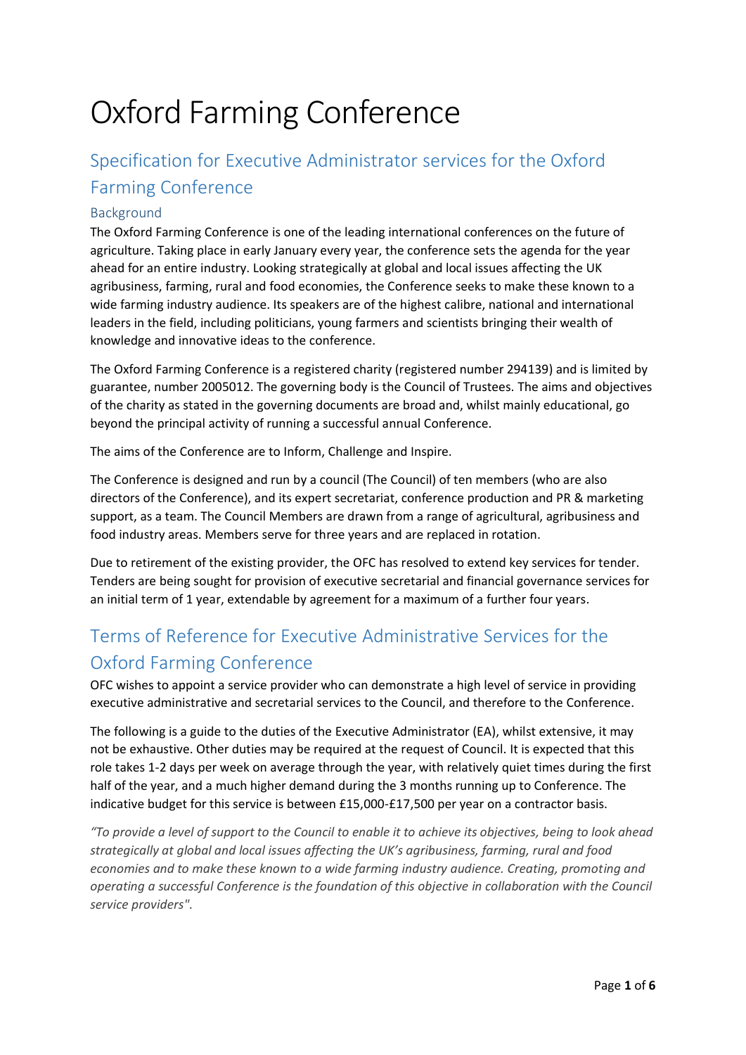# Oxford Farming Conference

## Specification for Executive Administrator services for the Oxford Farming Conference

### Background

The Oxford Farming Conference is one of the leading international conferences on the future of agriculture. Taking place in early January every year, the conference sets the agenda for the year ahead for an entire industry. Looking strategically at global and local issues affecting the UK agribusiness, farming, rural and food economies, the Conference seeks to make these known to a wide farming industry audience. Its speakers are of the highest calibre, national and international leaders in the field, including politicians, young farmers and scientists bringing their wealth of knowledge and innovative ideas to the conference.

The Oxford Farming Conference is a registered charity (registered number 294139) and is limited by guarantee, number 2005012. The governing body is the Council of Trustees. The aims and objectives of the charity as stated in the governing documents are broad and, whilst mainly educational, go beyond the principal activity of running a successful annual Conference.

The aims of the Conference are to Inform, Challenge and Inspire.

The Conference is designed and run by a council (The Council) of ten members (who are also directors of the Conference), and its expert secretariat, conference production and PR & marketing support, as a team. The Council Members are drawn from a range of agricultural, agribusiness and food industry areas. Members serve for three years and are replaced in rotation.

Due to retirement of the existing provider, the OFC has resolved to extend key services for tender. Tenders are being sought for provision of executive secretarial and financial governance services for an initial term of 1 year, extendable by agreement for a maximum of a further four years.

## Terms of Reference for Executive Administrative Services for the Oxford Farming Conference

OFC wishes to appoint a service provider who can demonstrate a high level of service in providing executive administrative and secretarial services to the Council, and therefore to the Conference.

The following is a guide to the duties of the Executive Administrator (EA), whilst extensive, it may not be exhaustive. Other duties may be required at the request of Council. It is expected that this role takes 1-2 days per week on average through the year, with relatively quiet times during the first half of the year, and a much higher demand during the 3 months running up to Conference. The indicative budget for this service is between £15,000-£17,500 per year on a contractor basis.

*"To provide a level of support to the Council to enable it to achieve its objectives, being to look ahead strategically at global and local issues affecting the UK's agribusiness, farming, rural and food economies and to make these known to a wide farming industry audience. Creating, promoting and operating a successful Conference is the foundation of this objective in collaboration with the Council service providers".*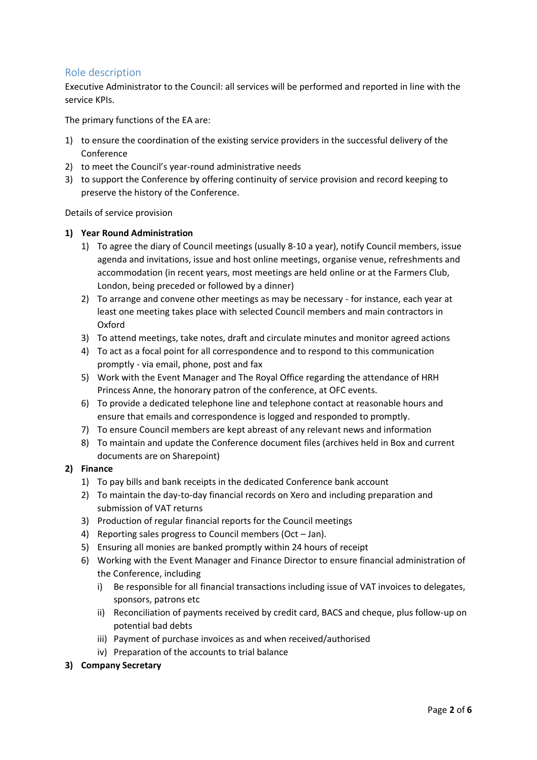## Role description

Executive Administrator to the Council: all services will be performed and reported in line with the service KPIs.

The primary functions of the EA are:

1) to ensure the coordination of the existing service providers in the successful delivery of the Conference
2) to meet the Council's year-round administrative needs
3) to support the Conference by offering continuity of service provision and record keeping to preserve the history of the Conference.

Details of service provision

**1) Year Round Administration**

1) To agree the diary of Council meetings (usually 8-10 a year), notify Council members, issue agenda and invitations, issue and host online meetings, organise venue, refreshments and accommodation (in recent years, most meetings are held online or at the Farmers Club, London, being preceded or followed by a dinner)
2) To arrange and convene other meetings as may be necessary - for instance, each year at least one meeting takes place with selected Council members and main contractors in Oxford
3) To attend meetings, take notes, draft and circulate minutes and monitor agreed actions
4) To act as a focal point for all correspondence and to respond to this communication promptly - via email, phone, post and fax
5) Work with the Event Manager and The Royal Office regarding the attendance of HRH Princess Anne, the honorary patron of the conference, at OFC events.
6) To provide a dedicated telephone line and telephone contact at reasonable hours and ensure that emails and correspondence is logged and responded to promptly.
7) To ensure Council members are kept abreast of any relevant news and information
8) To maintain and update the Conference document files (archives held in Box and current documents are on Sharepoint)

**2) Finance**

1) To pay bills and bank receipts in the dedicated Conference bank account
2) To maintain the day-to-day financial records on Xero and including preparation and submission of VAT returns
3) Production of regular financial reports for the Council meetings
4) Reporting sales progress to Council members (Oct – Jan).
5) Ensuring all monies are banked promptly within 24 hours of receipt
6) Working with the Event Manager and Finance Director to ensure financial administration of the Conference, including
   i) Be responsible for all financial transactions including issue of VAT invoices to delegates, sponsors, patrons etc
   ii) Reconciliation of payments received by credit card, BACS and cheque, plus follow-up on potential bad debts
   iii) Payment of purchase invoices as and when received/authorised
   iv) Preparation of the accounts to trial balance

**3) Company Secretary**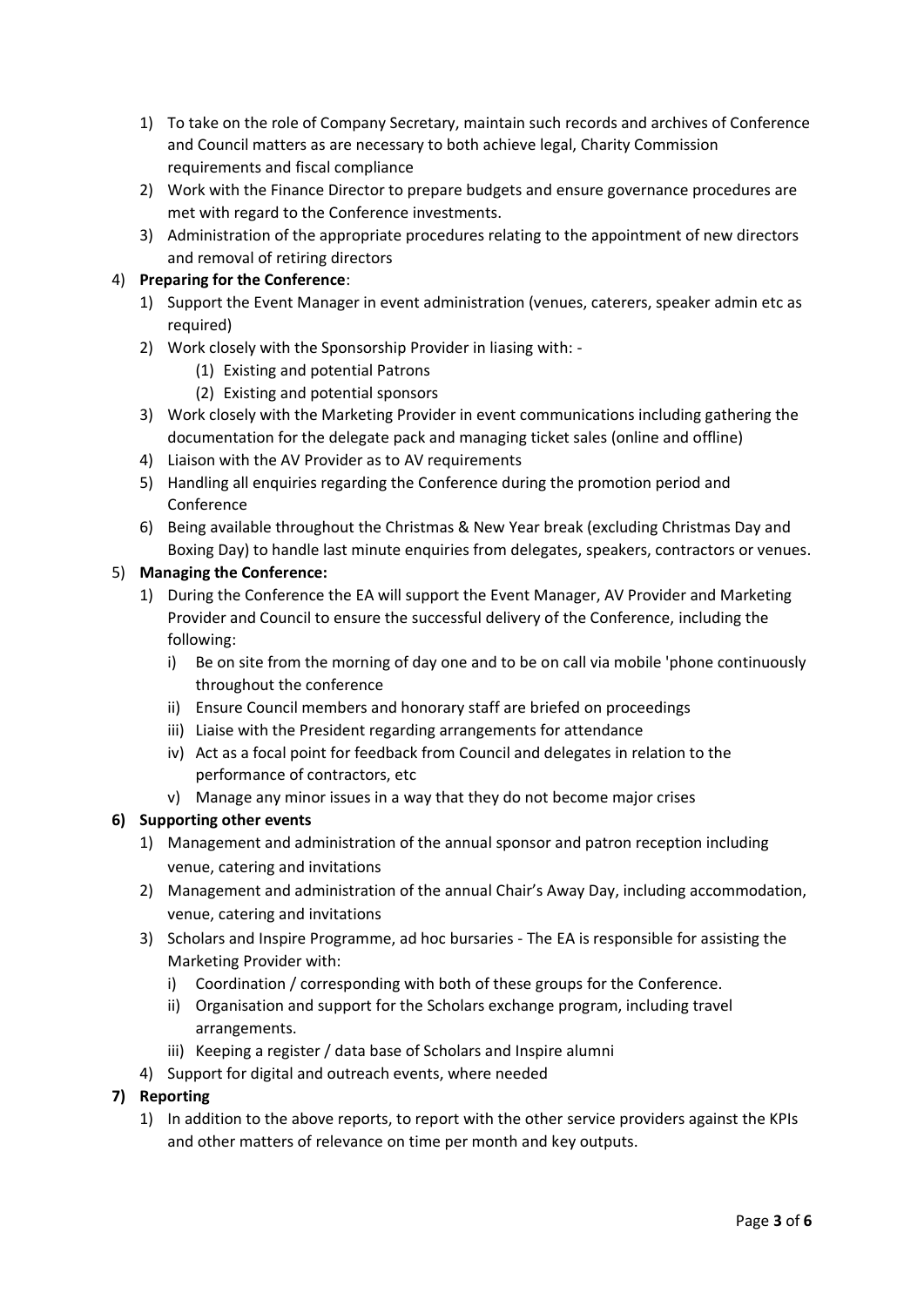1) To take on the role of Company Secretary, maintain such records and archives of Conference and Council matters as are necessary to both achieve legal, Charity Commission requirements and fiscal compliance
2) Work with the Finance Director to prepare budgets and ensure governance procedures are met with regard to the Conference investments.
3) Administration of the appropriate procedures relating to the appointment of new directors and removal of retiring directors

4) **Preparing for the Conference**:
    1) Support the Event Manager in event administration (venues, caterers, speaker admin etc as required)
    2) Work closely with the Sponsorship Provider in liasing with: -
        (1) Existing and potential Patrons
        (2) Existing and potential sponsors
    3) Work closely with the Marketing Provider in event communications including gathering the documentation for the delegate pack and managing ticket sales (online and offline)
    4) Liaison with the AV Provider as to AV requirements
    5) Handling all enquiries regarding the Conference during the promotion period and Conference
    6) Being available throughout the Christmas & New Year break (excluding Christmas Day and Boxing Day) to handle last minute enquiries from delegates, speakers, contractors or venues.

5) **Managing the Conference:**
    1) During the Conference the EA will support the Event Manager, AV Provider and Marketing Provider and Council to ensure the successful delivery of the Conference, including the following:
        i) Be on site from the morning of day one and to be on call via mobile 'phone continuously throughout the conference
        ii) Ensure Council members and honorary staff are briefed on proceedings
        iii) Liaise with the President regarding arrangements for attendance
        iv) Act as a focal point for feedback from Council and delegates in relation to the performance of contractors, etc
        v) Manage any minor issues in a way that they do not become major crises

6) **Supporting other events**
    1) Management and administration of the annual sponsor and patron reception including venue, catering and invitations
    2) Management and administration of the annual Chair's Away Day, including accommodation, venue, catering and invitations
    3) Scholars and Inspire Programme, ad hoc bursaries - The EA is responsible for assisting the Marketing Provider with:
        i) Coordination / corresponding with both of these groups for the Conference.
        ii) Organisation and support for the Scholars exchange program, including travel arrangements.
        iii) Keeping a register / data base of Scholars and Inspire alumni
    4) Support for digital and outreach events, where needed

7) **Reporting**
    1) In addition to the above reports, to report with the other service providers against the KPIs and other matters of relevance on time per month and key outputs.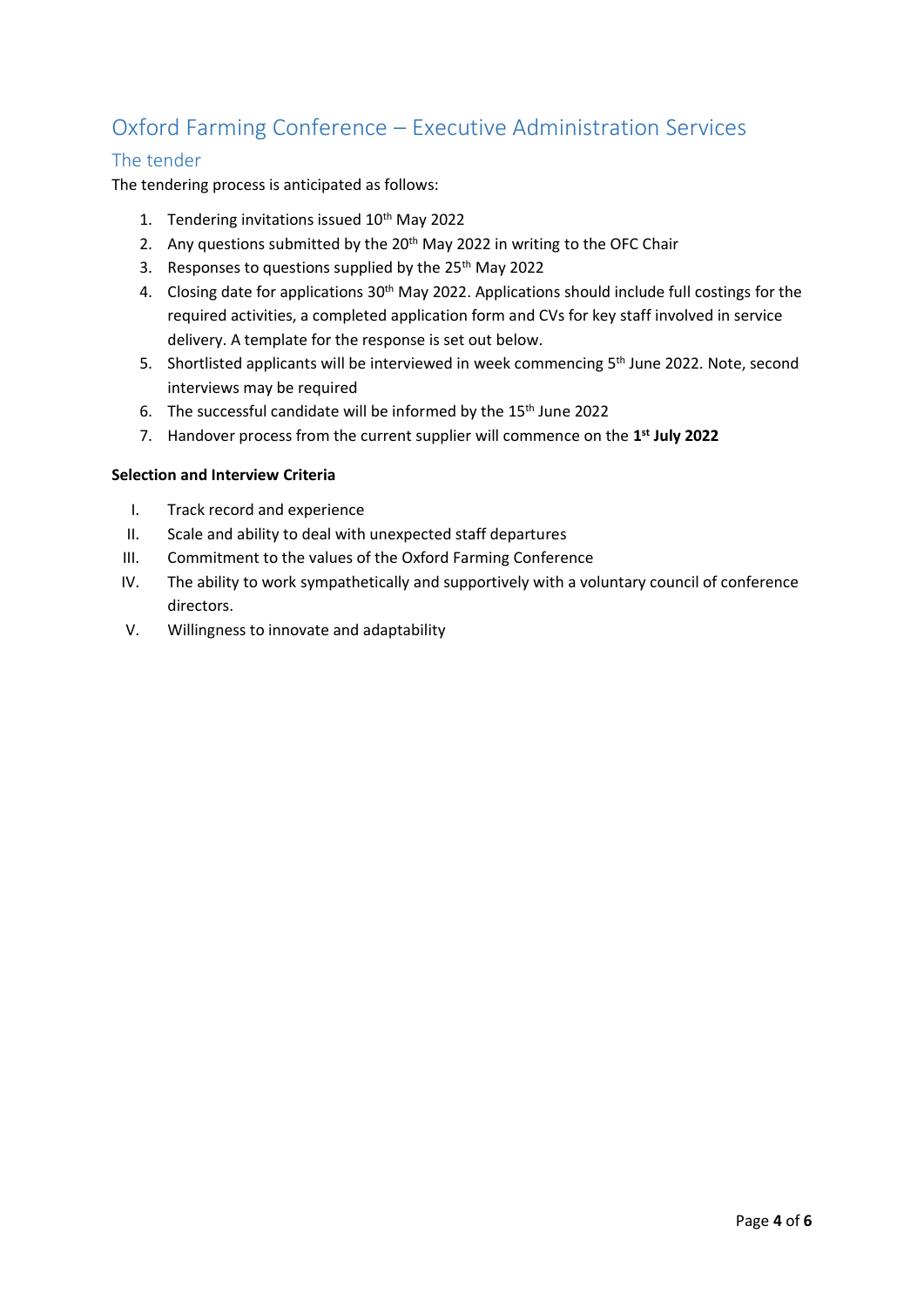# Oxford Farming Conference – Executive Administration Services

## The tender

The tendering process is anticipated as follows:

1. Tendering invitations issued 10th May 2022
2. Any questions submitted by the 20th May 2022 in writing to the OFC Chair
3. Responses to questions supplied by the 25th May 2022
4. Closing date for applications 30th May 2022. Applications should include full costings for the required activities, a completed application form and CVs for key staff involved in service delivery. A template for the response is set out below.
5. Shortlisted applicants will be interviewed in week commencing 5th June 2022. Note, second interviews may be required
6. The successful candidate will be informed by the 15th June 2022
7. Handover process from the current supplier will commence on the **1st July 2022**

**Selection and Interview Criteria**

I. Track record and experience
II. Scale and ability to deal with unexpected staff departures
III. Commitment to the values of the Oxford Farming Conference
IV. The ability to work sympathetically and supportively with a voluntary council of conference directors.
V. Willingness to innovate and adaptability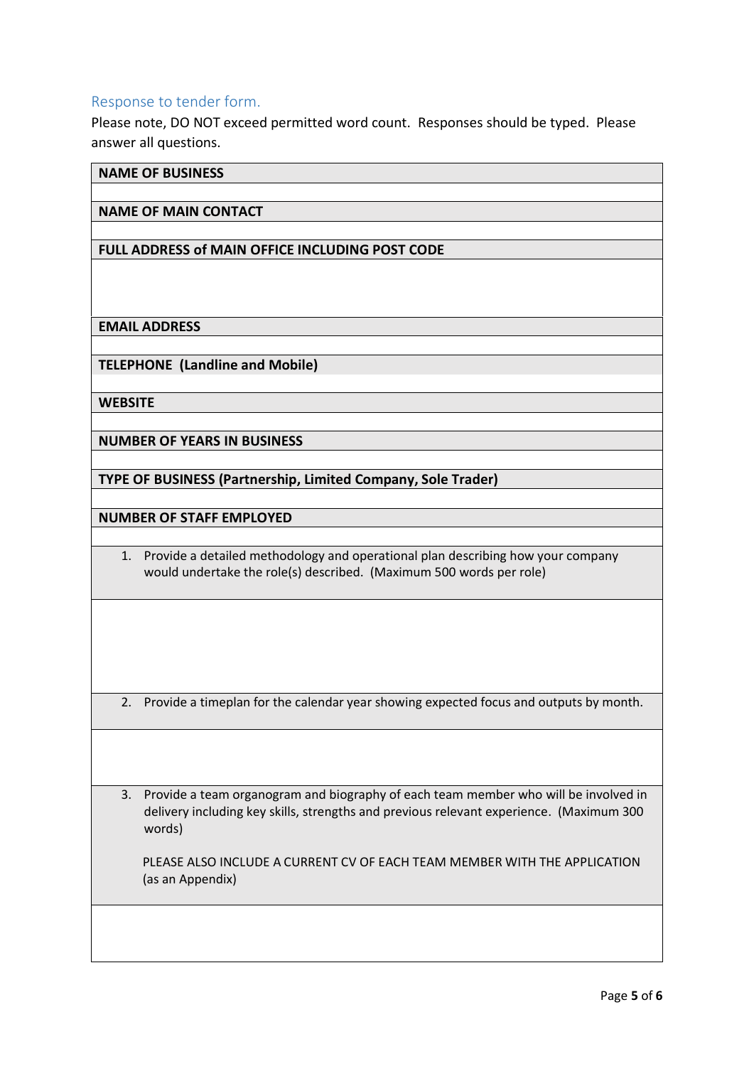## Response to tender form.

Please note, DO NOT exceed permitted word count. Responses should be typed. Please answer all questions.

| **NAME OF BUSINESS** |
|---|
| |
| **NAME OF MAIN CONTACT** |
| |
| **FULL ADDRESS of MAIN OFFICE INCLUDING POST CODE** |
| |
| **EMAIL ADDRESS** |
| |
| **TELEPHONE (Landline and Mobile)** |
| |
| **WEBSITE** |
| |
| **NUMBER OF YEARS IN BUSINESS** |
| |
| **TYPE OF BUSINESS (Partnership, Limited Company, Sole Trader)** |
| |
| **NUMBER OF STAFF EMPLOYED** |
| |
| 1. Provide a detailed methodology and operational plan describing how your company would undertake the role(s) described. (Maximum 500 words per role) |
| |
| 2. Provide a timeplan for the calendar year showing expected focus and outputs by month. |
| |
| 3. Provide a team organogram and biography of each team member who will be involved in delivery including key skills, strengths and previous relevant experience. (Maximum 300 words)<br><br>PLEASE ALSO INCLUDE A CURRENT CV OF EACH TEAM MEMBER WITH THE APPLICATION (as an Appendix) |
| |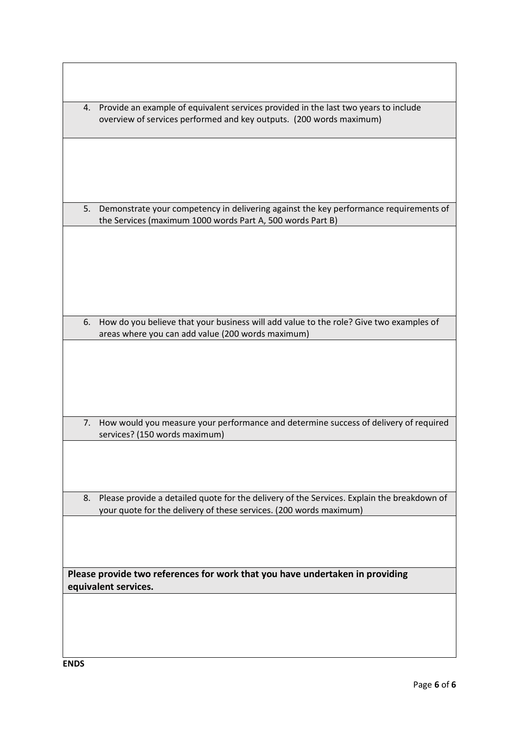4. Provide an example of equivalent services provided in the last two years to include overview of services performed and key outputs. (200 words maximum)

5. Demonstrate your competency in delivering against the key performance requirements of the Services (maximum 1000 words Part A, 500 words Part B)

6. How do you believe that your business will add value to the role? Give two examples of areas where you can add value (200 words maximum)

7. How would you measure your performance and determine success of delivery of required services? (150 words maximum)

8. Please provide a detailed quote for the delivery of the Services. Explain the breakdown of your quote for the delivery of these services. (200 words maximum)

**Please provide two references for work that you have undertaken in providing equivalent services.**

**ENDS**